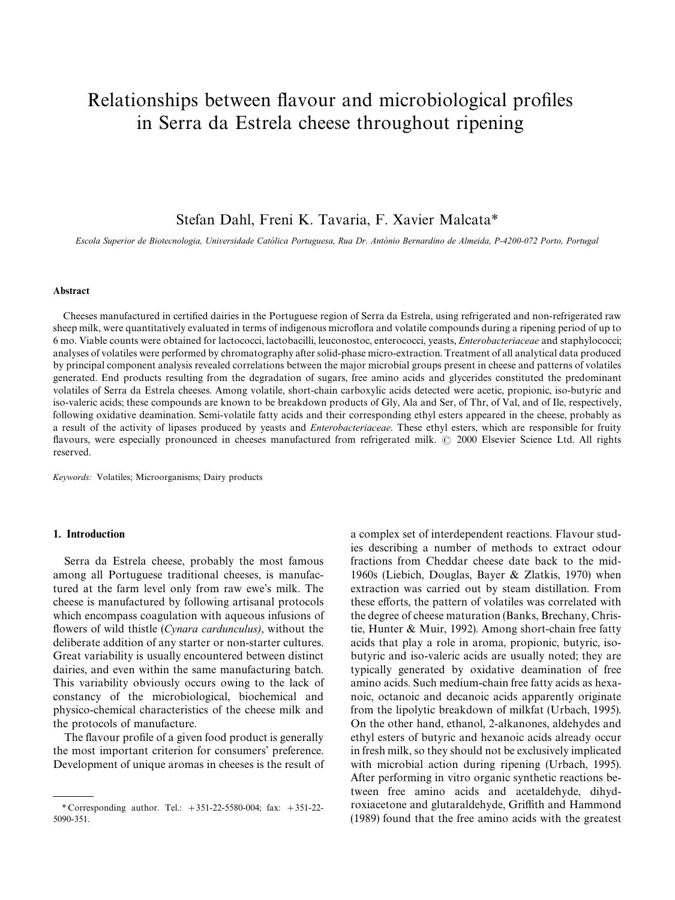# Relationships between flavour and microbiological profiles in Serra da Estrela cheese throughout ripening

Stefan Dahl, Freni K. Tavaria, F. Xavier Malcata*

*Escola Superior de Biotecnologia, Universidade Católica Portuguesa, Rua Dr. António Bernardino de Almeida, P-4200-072 Porto, Portugal*

## Abstract

Cheeses manufactured in certified dairies in the Portuguese region of Serra da Estrela, using refrigerated and non-refrigerated raw sheep milk, were quantitatively evaluated in terms of indigenous microflora and volatile compounds during a ripening period of up to 6 mo. Viable counts were obtained for lactococci, lactobacilli, leuconostoc, enterococci, yeasts, *Enterobacteriaceae* and staphylococci; analyses of volatiles were performed by chromatography after solid-phase micro-extraction. Treatment of all analytical data produced by principal component analysis revealed correlations between the major microbial groups present in cheese and patterns of volatiles generated. End products resulting from the degradation of sugars, free amino acids and glycerides constituted the predominant volatiles of Serra da Estrela cheeses. Among volatile, short-chain carboxylic acids detected were acetic, propionic, iso-butyric and iso-valeric acids; these compounds are known to be breakdown products of Gly, Ala and Ser, of Thr, of Val, and of Ile, respectively, following oxidative deamination. Semi-volatile fatty acids and their corresponding ethyl esters appeared in the cheese, probably as a result of the activity of lipases produced by yeasts and *Enterobacteriaceae*. These ethyl esters, which are responsible for fruity flavours, were especially pronounced in cheeses manufactured from refrigerated milk. © 2000 Elsevier Science Ltd. All rights reserved.

*Keywords:* Volatiles; Microorganisms; Dairy products

## 1. Introduction

Serra da Estrela cheese, probably the most famous among all Portuguese traditional cheeses, is manufactured at the farm level only from raw ewe's milk. The cheese is manufactured by following artisanal protocols which encompass coagulation with aqueous infusions of flowers of wild thistle (*Cynara cardunculus)*, without the deliberate addition of any starter or non-starter cultures. Great variability is usually encountered between distinct dairies, and even within the same manufacturing batch. This variability obviously occurs owing to the lack of constancy of the microbiological, biochemical and physico-chemical characteristics of the cheese milk and the protocols of manufacture.

The flavour profile of a given food product is generally the most important criterion for consumers' preference. Development of unique aromas in cheeses is the result of a complex set of interdependent reactions. Flavour studies describing a number of methods to extract odour fractions from Cheddar cheese date back to the mid-1960s (Liebich, Douglas, Bayer & Zlatkis, 1970) when extraction was carried out by steam distillation. From these efforts, the pattern of volatiles was correlated with the degree of cheese maturation (Banks, Brechany, Christie, Hunter & Muir, 1992). Among short-chain free fatty acids that play a role in aroma, propionic, butyric, iso-butyric and iso-valeric acids are usually noted; they are typically generated by oxidative deamination of free amino acids. Such medium-chain free fatty acids as hexanoic, octanoic and decanoic acids apparently originate from the lipolytic breakdown of milkfat (Urbach, 1995). On the other hand, ethanol, 2-alkanones, aldehydes and ethyl esters of butyric and hexanoic acids already occur in fresh milk, so they should not be exclusively implicated with microbial action during ripening (Urbach, 1995). After performing in vitro organic synthetic reactions between free amino acids and acetaldehyde, dihydroxiacetone and glutaraldehyde, Griffith and Hammond (1989) found that the free amino acids with the greatest

* Corresponding author. Tel.: +351-22-5580-004; fax: +351-22-5090-351.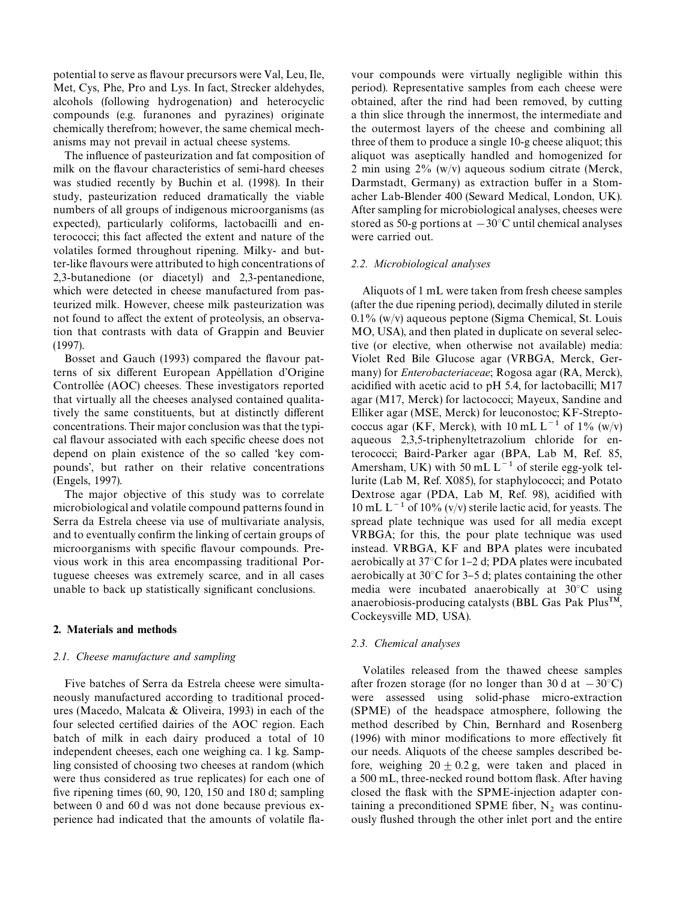potential to serve as flavour precursors were Val, Leu, Ile, Met, Cys, Phe, Pro and Lys. In fact, Strecker aldehydes, alcohols (following hydrogenation) and heterocyclic compounds (e.g. furanones and pyrazines) originate chemically therefrom; however, the same chemical mechanisms may not prevail in actual cheese systems.

The influence of pasteurization and fat composition of milk on the flavour characteristics of semi-hard cheeses was studied recently by Buchin et al. (1998). In their study, pasteurization reduced dramatically the viable numbers of all groups of indigenous microorganisms (as expected), particularly coliforms, lactobacilli and enterococci; this fact affected the extent and nature of the volatiles formed throughout ripening. Milky- and butter-like flavours were attributed to high concentrations of 2,3-butanedione (or diacetyl) and 2,3-pentanedione, which were detected in cheese manufactured from pasteurized milk. However, cheese milk pasteurization was not found to affect the extent of proteolysis, an observation that contrasts with data of Grappin and Beuvier (1997).

Bosset and Gauch (1993) compared the flavour patterns of six different European Appélation d'Origine Controllée (AOC) cheeses. These investigators reported that virtually all the cheeses analysed contained qualitatively the same constituents, but at distinctly different concentrations. Their major conclusion was that the typical flavour associated with each specific cheese does not depend on plain existence of the so called 'key compounds', but rather on their relative concentrations (Engels, 1997).

The major objective of this study was to correlate microbiological and volatile compound patterns found in Serra da Estrela cheese via use of multivariate analysis, and to eventually confirm the linking of certain groups of microorganisms with specific flavour compounds. Previous work in this area encompassing traditional Portuguese cheeses was extremely scarce, and in all cases unable to back up statistically significant conclusions.

## 2. Materials and methods

### 2.1. Cheese manufacture and sampling

Five batches of Serra da Estrela cheese were simultaneously manufactured according to traditional procedures (Macedo, Malcata & Oliveira, 1993) in each of the four selected certified dairies of the AOC region. Each batch of milk in each dairy produced a total of 10 independent cheeses, each one weighing ca. 1 kg. Sampling consisted of choosing two cheeses at random (which were thus considered as true replicates) for each one of five ripening times (60, 90, 120, 150 and 180 d; sampling between 0 and 60 d was not done because previous experience had indicated that the amounts of volatile flavour compounds were virtually negligible within this period). Representative samples from each cheese were obtained, after the rind had been removed, by cutting a thin slice through the innermost, the intermediate and the outermost layers of the cheese and combining all three of them to produce a single 10-g cheese aliquot; this aliquot was aseptically handled and homogenized for 2 min using 2% (w/v) aqueous sodium citrate (Merck, Darmstadt, Germany) as extraction buffer in a Stomacher Lab-Blender 400 (Seward Medical, London, UK). After sampling for microbiological analyses, cheeses were stored as 50-g portions at $-30^{\circ}$C until chemical analyses were carried out.

### 2.2. Microbiological analyses

Aliquots of 1 mL were taken from fresh cheese samples (after the due ripening period), decimally diluted in sterile 0.1% (w/v) aqueous peptone (Sigma Chemical, St. Louis MO, USA), and then plated in duplicate on several selective (or elective, when otherwise not available) media: Violet Red Bile Glucose agar (VRBGA, Merck, Germany) for *Enterobacteriaceae*; Rogosa agar (RA, Merck), acidified with acetic acid to pH 5.4, for lactobacilli; M17 agar (M17, Merck) for lactococci; Mayeux, Sandine and Elliker agar (MSE, Merck) for leuconostoc; KF-Streptococcus agar (KF, Merck), with 10 mL $L^{-1}$ of 1% (w/v) aqueous 2,3,5-triphenyltetrazolium chloride for enterococci; Baird-Parker agar (BPA, Lab M, Ref. 85, Amersham, UK) with 50 mL $L^{-1}$ of sterile egg-yolk tellurite (Lab M, Ref. X085), for staphylococci; and Potato Dextrose agar (PDA, Lab M, Ref. 98), acidified with 10 mL $L^{-1}$ of 10% (v/v) sterile lactic acid, for yeasts. The spread plate technique was used for all media except VRBGA; for this, the pour plate technique was used instead. VRBGA, KF and BPA plates were incubated aerobically at 37°C for 1–2 d; PDA plates were incubated aerobically at 30°C for 3–5 d; plates containing the other media were incubated anaerobically at 30°C using anaerobiosis-producing catalysts (BBL Gas Pak Plus™, Cockeysville MD, USA).

### 2.3. Chemical analyses

Volatiles released from the thawed cheese samples after frozen storage (for no longer than 30 d at $-30^{\circ}$C) were assessed using solid-phase micro-extraction (SPME) of the headspace atmosphere, following the method described by Chin, Bernhard and Rosenberg (1996) with minor modifications to more effectively fit our needs. Aliquots of the cheese samples described before, weighing $20 \pm 0.2$ g, were taken and placed in a 500 mL, three-necked round bottom flask. After having closed the flask with the SPME-injection adapter containing a preconditioned SPME fiber, $N_2$ was continuously flushed through the other inlet port and the entire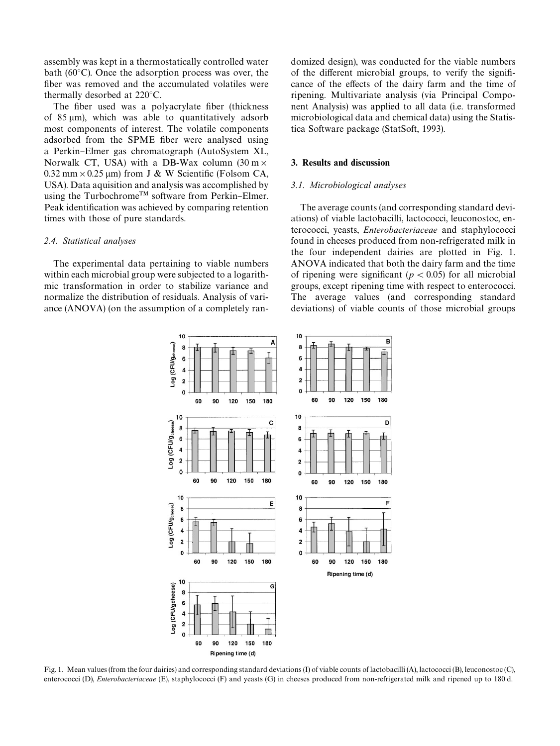assembly was kept in a thermostatically controlled water bath (60°C). Once the adsorption process was over, the fiber was removed and the accumulated volatiles were thermally desorbed at 220°C.

The fiber used was a polyacrylate fiber (thickness of 85 μm), which was able to quantitatively adsorb most components of interest. The volatile components adsorbed from the SPME fiber were analysed using a Perkin–Elmer gas chromatograph (AutoSystem XL, Norwalk CT, USA) with a DB-Wax column (30 m × 0.32 mm × 0.25 μm) from J & W Scientific (Folsom CA, USA). Data aquisition and analysis was accomplished by using the Turbochrome™ software from Perkin–Elmer. Peak identification was achieved by comparing retention times with those of pure standards.

### 2.4. Statistical analyses

The experimental data pertaining to viable numbers within each microbial group were subjected to a logarithmic transformation in order to stabilize variance and normalize the distribution of residuals. Analysis of variance (ANOVA) (on the assumption of a completely randomized design), was conducted for the viable numbers of the different microbial groups, to verify the significance of the effects of the dairy farm and the time of ripening. Multivariate analysis (via Principal Component Analysis) was applied to all data (i.e. transformed microbiological data and chemical data) using the Statistica Software package (StatSoft, 1993).

## 3. Results and discussion

### 3.1. Microbiological analyses

The average counts (and corresponding standard deviations) of viable lactobacilli, lactococci, leuconostoc, enterococci, yeasts, *Enterobacteriaceae* and staphylococci found in cheeses produced from non-refrigerated milk in the four independent dairies are plotted in Fig. 1. ANOVA indicated that both the dairy farm and the time of ripening were significant ($p < 0.05$) for all microbial groups, except ripening time with respect to enterococci. The average values (and corresponding standard deviations) of viable counts of those microbial groups

Fig. 1. Mean values (from the four dairies) and corresponding standard deviations (I) of viable counts of lactobacilli (A), lactococci (B), leuconostoc (C), enterococci (D), *Enterobacteriaceae* (E), staphylococci (F) and yeasts (G) in cheeses produced from non-refrigerated milk and ripened up to 180 d.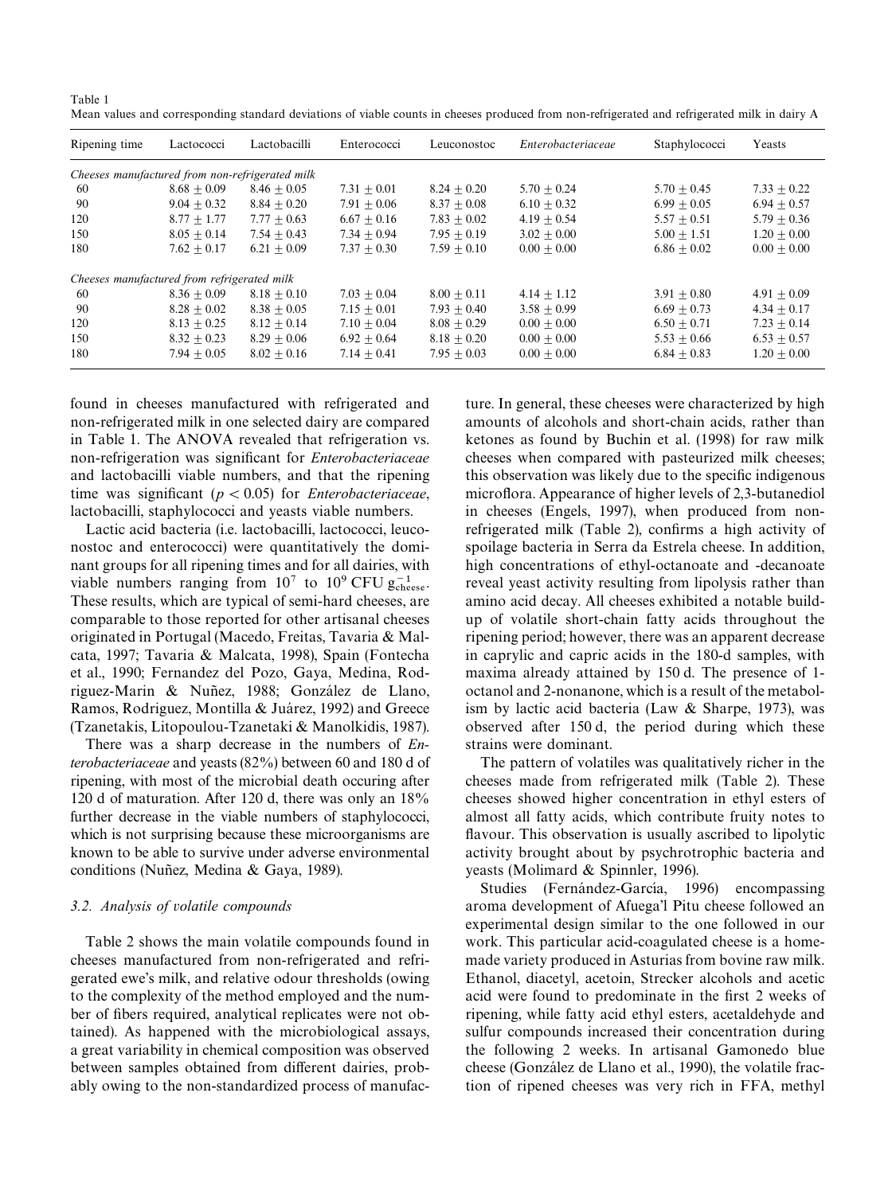Table 1
Mean values and corresponding standard deviations of viable counts in cheeses produced from non-refrigerated and refrigerated milk in dairy A

| Ripening time | Lactococci | Lactobacilli | Enterococci | Leuconostoc | *Enterobacteriaceae* | Staphylococci | Yeasts |
|---|---|---|---|---|---|---|---|
| *Cheeses manufactured from non-refrigerated milk* | | | | | | | |
| 60 | $8.68 \pm 0.09$ | $8.46 \pm 0.05$ | $7.31 \pm 0.01$ | $8.24 \pm 0.20$ | $5.70 \pm 0.24$ | $5.70 \pm 0.45$ | $7.33 \pm 0.22$ |
| 90 | $9.04 \pm 0.32$ | $8.84 \pm 0.20$ | $7.91 \pm 0.06$ | $8.37 \pm 0.08$ | $6.10 \pm 0.32$ | $6.99 \pm 0.05$ | $6.94 \pm 0.57$ |
| 120 | $8.77 \pm 1.77$ | $7.77 \pm 0.63$ | $6.67 \pm 0.16$ | $7.83 \pm 0.02$ | $4.19 \pm 0.54$ | $5.57 \pm 0.51$ | $5.79 \pm 0.36$ |
| 150 | $8.05 \pm 0.14$ | $7.54 \pm 0.43$ | $7.34 \pm 0.94$ | $7.95 \pm 0.19$ | $3.02 \pm 0.00$ | $5.00 \pm 1.51$ | $1.20 \pm 0.00$ |
| 180 | $7.62 \pm 0.17$ | $6.21 \pm 0.09$ | $7.37 \pm 0.30$ | $7.59 \pm 0.10$ | $0.00 \pm 0.00$ | $6.86 \pm 0.02$ | $0.00 \pm 0.00$ |
| *Cheeses manufactured from refrigerated milk* | | | | | | | |
| 60 | $8.36 \pm 0.09$ | $8.18 \pm 0.10$ | $7.03 \pm 0.04$ | $8.00 \pm 0.11$ | $4.14 \pm 1.12$ | $3.91 \pm 0.80$ | $4.91 \pm 0.09$ |
| 90 | $8.28 \pm 0.02$ | $8.38 \pm 0.05$ | $7.15 \pm 0.01$ | $7.93 \pm 0.40$ | $3.58 \pm 0.99$ | $6.69 \pm 0.73$ | $4.34 \pm 0.17$ |
| 120 | $8.13 \pm 0.25$ | $8.12 \pm 0.14$ | $7.10 \pm 0.04$ | $8.08 \pm 0.29$ | $0.00 \pm 0.00$ | $6.50 \pm 0.71$ | $7.23 \pm 0.14$ |
| 150 | $8.32 \pm 0.23$ | $8.29 \pm 0.06$ | $6.92 \pm 0.64$ | $8.18 \pm 0.20$ | $0.00 \pm 0.00$ | $5.53 \pm 0.66$ | $6.53 \pm 0.57$ |
| 180 | $7.94 \pm 0.05$ | $8.02 \pm 0.16$ | $7.14 \pm 0.41$ | $7.95 \pm 0.03$ | $0.00 \pm 0.00$ | $6.84 \pm 0.83$ | $1.20 \pm 0.00$ |

found in cheeses manufactured with refrigerated and non-refrigerated milk in one selected dairy are compared in Table 1. The ANOVA revealed that refrigeration vs. non-refrigeration was significant for *Enterobacteriaceae* and lactobacilli viable numbers, and that the ripening time was significant ($p < 0.05$) for *Enterobacteriaceae*, lactobacilli, staphylococci and yeasts viable numbers.

Lactic acid bacteria (i.e. lactobacilli, lactococci, leuconostoc and enterococci) were quantitatively the dominant groups for all ripening times and for all dairies, with viable numbers ranging from $10^7$ to $10^9$ CFU $g_{cheese}^{-1}$. These results, which are typical of semi-hard cheeses, are comparable to those reported for other artisanal cheeses originated in Portugal (Macedo, Freitas, Tavaria & Malcata, 1997; Tavaria & Malcata, 1998), Spain (Fontecha et al., 1990; Fernandez del Pozo, Gaya, Medina, Rodriguez-Marin & Nuñez, 1988; González de Llano, Ramos, Rodriguez, Montilla & Juárez, 1992) and Greece (Tzanetakis, Litopoulou-Tzanetaki & Manolkidis, 1987).

There was a sharp decrease in the numbers of *Enterobacteriaceae* and yeasts (82%) between 60 and 180 d of ripening, with most of the microbial death occuring after 120 d of maturation. After 120 d, there was only an 18% further decrease in the viable numbers of staphylococci, which is not surprising because these microorganisms are known to be able to survive under adverse environmental conditions (Nuñez, Medina & Gaya, 1989).

### 3.2. Analysis of volatile compounds

Table 2 shows the main volatile compounds found in cheeses manufactured from non-refrigerated and refrigerated ewe's milk, and relative odour thresholds (owing to the complexity of the method employed and the number of fibers required, analytical replicates were not obtained). As happened with the microbiological assays, a great variability in chemical composition was observed between samples obtained from different dairies, probably owing to the non-standardized process of manufacture. In general, these cheeses were characterized by high amounts of alcohols and short-chain acids, rather than ketones as found by Buchin et al. (1998) for raw milk cheeses when compared with pasteurized milk cheeses; this observation was likely due to the specific indigenous microflora. Appearance of higher levels of 2,3-butanediol in cheeses (Engels, 1997), when produced from non-refrigerated milk (Table 2), confirms a high activity of spoilage bacteria in Serra da Estrela cheese. In addition, high concentrations of ethyl-octanoate and -decanoate reveal yeast activity resulting from lipolysis rather than amino acid decay. All cheeses exhibited a notable build-up of volatile short-chain fatty acids throughout the ripening period; however, there was an apparent decrease in caprylic and capric acids in the 180-d samples, with maxima already attained by 150 d. The presence of 1-octanol and 2-nonanone, which is a result of the metabolism by lactic acid bacteria (Law & Sharpe, 1973), was observed after 150 d, the period during which these strains were dominant.

The pattern of volatiles was qualitatively richer in the cheeses made from refrigerated milk (Table 2). These cheeses showed higher concentration in ethyl esters of almost all fatty acids, which contribute fruity notes to flavour. This observation is usually ascribed to lipolytic activity brought about by psychrotrophic bacteria and yeasts (Molimard & Spinnler, 1996).

Studies (Fernández-García, 1996) encompassing aroma development of Afuega'l Pitu cheese followed an experimental design similar to the one followed in our work. This particular acid-coagulated cheese is a home-made variety produced in Asturias from bovine raw milk. Ethanol, diacetyl, acetoin, Strecker alcohols and acetic acid were found to predominate in the first 2 weeks of ripening, while fatty acid ethyl esters, acetaldehyde and sulfur compounds increased their concentration during the following 2 weeks. In artisanal Gamonedo blue cheese (González de Llano et al., 1990), the volatile fraction of ripened cheeses was very rich in FFA, methyl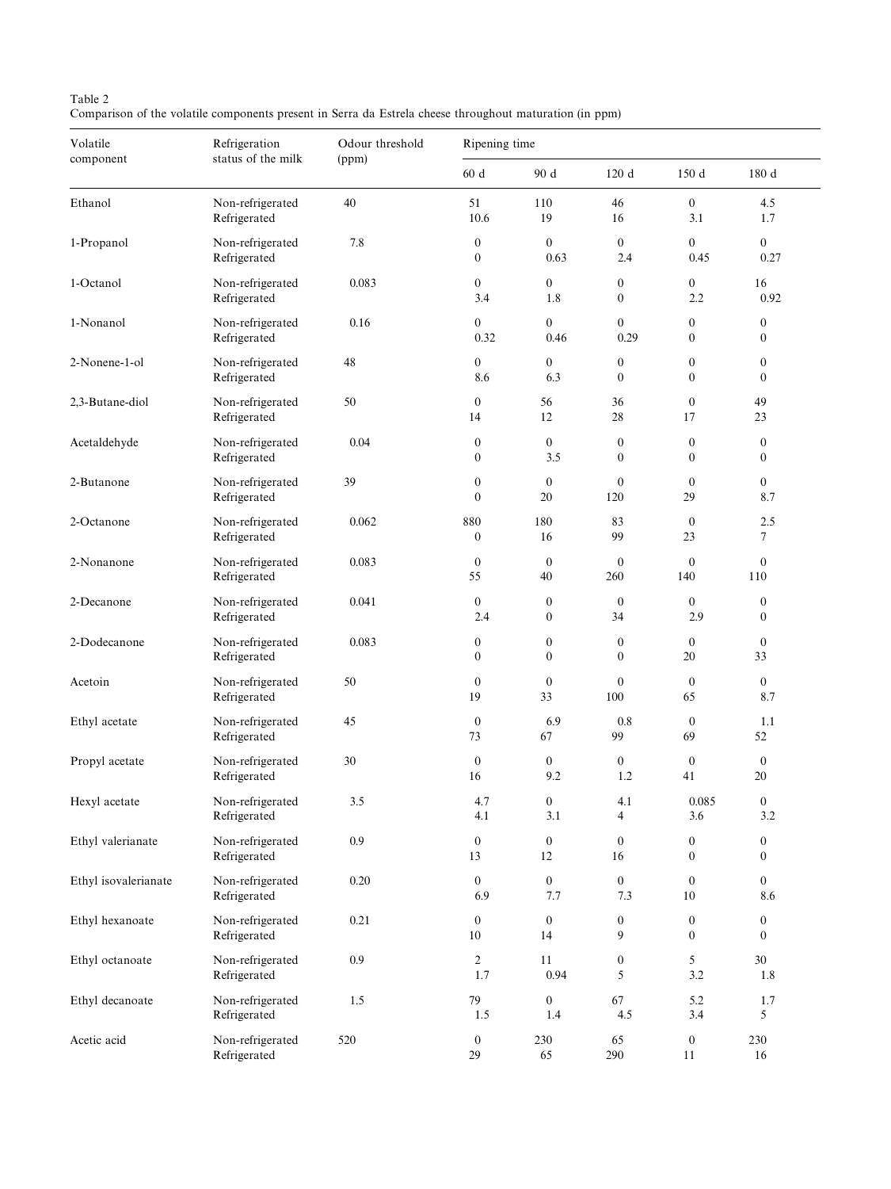Table 2
Comparison of the volatile components present in Serra da Estrela cheese throughout maturation (in ppm)

| Volatile component | Refrigeration status of the milk | Odour threshold (ppm) | Ripening time | | | | |
|---|---|---|---|---|---|---|---|
| | | | 60 d | 90 d | 120 d | 150 d | 180 d |
| Ethanol | Non-refrigerated | 40 | 51 | 110 | 46 | 0 | 4.5 |
| | Refrigerated | | 10.6 | 19 | 16 | 3.1 | 1.7 |
| 1-Propanol | Non-refrigerated | 7.8 | 0 | 0 | 0 | 0 | 0 |
| | Refrigerated | | 0 | 0.63 | 2.4 | 0.45 | 0.27 |
| 1-Octanol | Non-refrigerated | 0.083 | 0 | 0 | 0 | 0 | 16 |
| | Refrigerated | | 3.4 | 1.8 | 0 | 2.2 | 0.92 |
| 1-Nonanol | Non-refrigerated | 0.16 | 0 | 0 | 0 | 0 | 0 |
| | Refrigerated | | 0.32 | 0.46 | 0.29 | 0 | 0 |
| 2-Nonene-1-ol | Non-refrigerated | 48 | 0 | 0 | 0 | 0 | 0 |
| | Refrigerated | | 8.6 | 6.3 | 0 | 0 | 0 |
| 2,3-Butane-diol | Non-refrigerated | 50 | 0 | 56 | 36 | 0 | 49 |
| | Refrigerated | | 14 | 12 | 28 | 17 | 23 |
| Acetaldehyde | Non-refrigerated | 0.04 | 0 | 0 | 0 | 0 | 0 |
| | Refrigerated | | 0 | 3.5 | 0 | 0 | 0 |
| 2-Butanone | Non-refrigerated | 39 | 0 | 0 | 0 | 0 | 0 |
| | Refrigerated | | 0 | 20 | 120 | 29 | 8.7 |
| 2-Octanone | Non-refrigerated | 0.062 | 880 | 180 | 83 | 0 | 2.5 |
| | Refrigerated | | 0 | 16 | 99 | 23 | 7 |
| 2-Nonanone | Non-refrigerated | 0.083 | 0 | 0 | 0 | 0 | 0 |
| | Refrigerated | | 55 | 40 | 260 | 140 | 110 |
| 2-Decanone | Non-refrigerated | 0.041 | 0 | 0 | 0 | 0 | 0 |
| | Refrigerated | | 2.4 | 0 | 34 | 2.9 | 0 |
| 2-Dodecanone | Non-refrigerated | 0.083 | 0 | 0 | 0 | 0 | 0 |
| | Refrigerated | | 0 | 0 | 0 | 20 | 33 |
| Acetoin | Non-refrigerated | 50 | 0 | 0 | 0 | 0 | 0 |
| | Refrigerated | | 19 | 33 | 100 | 65 | 8.7 |
| Ethyl acetate | Non-refrigerated | 45 | 0 | 6.9 | 0.8 | 0 | 1.1 |
| | Refrigerated | | 73 | 67 | 99 | 69 | 52 |
| Propyl acetate | Non-refrigerated | 30 | 0 | 0 | 0 | 0 | 0 |
| | Refrigerated | | 16 | 9.2 | 1.2 | 41 | 20 |
| Hexyl acetate | Non-refrigerated | 3.5 | 4.7 | 0 | 4.1 | 0.085 | 0 |
| | Refrigerated | | 4.1 | 3.1 | 4 | 3.6 | 3.2 |
| Ethyl valerianate | Non-refrigerated | 0.9 | 0 | 0 | 0 | 0 | 0 |
| | Refrigerated | | 13 | 12 | 16 | 0 | 0 |
| Ethyl isovalerianate | Non-refrigerated | 0.20 | 0 | 0 | 0 | 0 | 0 |
| | Refrigerated | | 6.9 | 7.7 | 7.3 | 10 | 8.6 |
| Ethyl hexanoate | Non-refrigerated | 0.21 | 0 | 0 | 0 | 0 | 0 |
| | Refrigerated | | 10 | 14 | 9 | 0 | 0 |
| Ethyl octanoate | Non-refrigerated | 0.9 | 2 | 11 | 0 | 5 | 30 |
| | Refrigerated | | 1.7 | 0.94 | 5 | 3.2 | 1.8 |
| Ethyl decanoate | Non-refrigerated | 1.5 | 79 | 0 | 67 | 5.2 | 1.7 |
| | Refrigerated | | 1.5 | 1.4 | 4.5 | 3.4 | 5 |
| Acetic acid | Non-refrigerated | 520 | 0 | 230 | 65 | 0 | 230 |
| | Refrigerated | | 29 | 65 | 290 | 11 | 16 |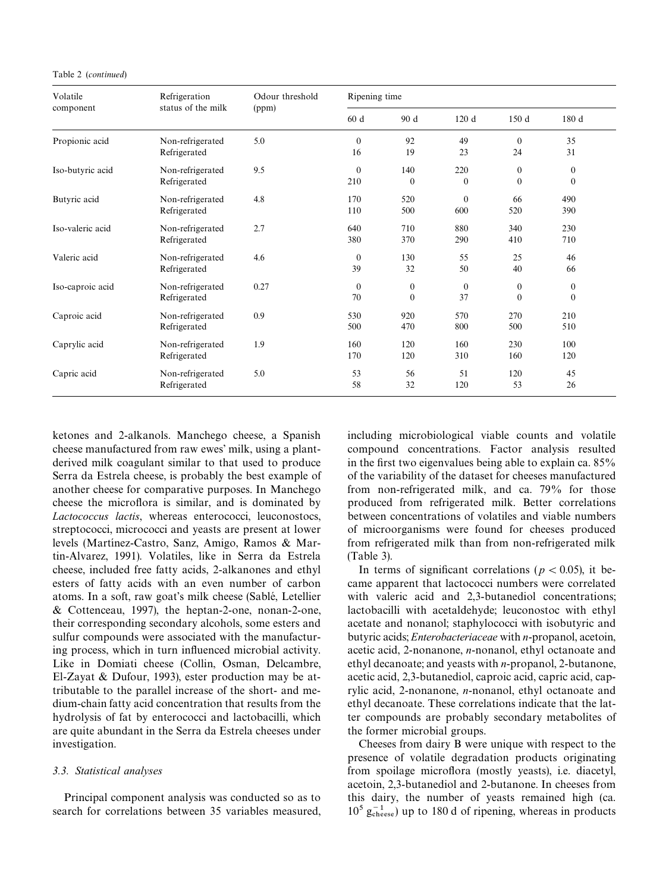Table 2 (continued)

| Volatile component | Refrigeration status of the milk | Odour threshold (ppm) | Ripening time | | | | |
|---|---|---|---|---|---|---|---|
| | | | 60 d | 90 d | 120 d | 150 d | 180 d |
| Propionic acid | Non-refrigerated | 5.0 | 0 | 92 | 49 | 0 | 35 |
| | Refrigerated | | 16 | 19 | 23 | 24 | 31 |
| Iso-butyric acid | Non-refrigerated | 9.5 | 0 | 140 | 220 | 0 | 0 |
| | Refrigerated | | 210 | 0 | 0 | 0 | 0 |
| Butyric acid | Non-refrigerated | 4.8 | 170 | 520 | 0 | 66 | 490 |
| | Refrigerated | | 110 | 500 | 600 | 520 | 390 |
| Iso-valeric acid | Non-refrigerated | 2.7 | 640 | 710 | 880 | 340 | 230 |
| | Refrigerated | | 380 | 370 | 290 | 410 | 710 |
| Valeric acid | Non-refrigerated | 4.6 | 0 | 130 | 55 | 25 | 46 |
| | Refrigerated | | 39 | 32 | 50 | 40 | 66 |
| Iso-caproic acid | Non-refrigerated | 0.27 | 0 | 0 | 0 | 0 | 0 |
| | Refrigerated | | 70 | 0 | 37 | 0 | 0 |
| Caproic acid | Non-refrigerated | 0.9 | 530 | 920 | 570 | 270 | 210 |
| | Refrigerated | | 500 | 470 | 800 | 500 | 510 |
| Caprylic acid | Non-refrigerated | 1.9 | 160 | 120 | 160 | 230 | 100 |
| | Refrigerated | | 170 | 120 | 310 | 160 | 120 |
| Capric acid | Non-refrigerated | 5.0 | 53 | 56 | 51 | 120 | 45 |
| | Refrigerated | | 58 | 32 | 120 | 53 | 26 |

ketones and 2-alkanols. Manchego cheese, a Spanish cheese manufactured from raw ewes' milk, using a plant-derived milk coagulant similar to that used to produce Serra da Estrela cheese, is probably the best example of another cheese for comparative purposes. In Manchego cheese the microflora is similar, and is dominated by *Lactococcus lactis*, whereas enterococci, leuconostocs, streptococci, micrococci and yeasts are present at lower levels (Martínez-Castro, Sanz, Amigo, Ramos & Martin-Alvarez, 1991). Volatiles, like in Serra da Estrela cheese, included free fatty acids, 2-alkanones and ethyl esters of fatty acids with an even number of carbon atoms. In a soft, raw goat's milk cheese (Sablé, Letellier & Cottenceau, 1997), the heptan-2-one, nonan-2-one, their corresponding secondary alcohols, some esters and sulfur compounds were associated with the manufacturing process, which in turn influenced microbial activity. Like in Domiati cheese (Collin, Osman, Delcambre, El-Zayat & Dufour, 1993), ester production may be attributable to the parallel increase of the short- and medium-chain fatty acid concentration that results from the hydrolysis of fat by enterococci and lactobacilli, which are quite abundant in the Serra da Estrela cheeses under investigation.

### 3.3. Statistical analyses

Principal component analysis was conducted so as to search for correlations between 35 variables measured, including microbiological viable counts and volatile compound concentrations. Factor analysis resulted in the first two eigenvalues being able to explain ca. 85% of the variability of the dataset for cheeses manufactured from non-refrigerated milk, and ca. 79% for those produced from refrigerated milk. Better correlations between concentrations of volatiles and viable numbers of microorganisms were found for cheeses produced from refrigerated milk than from non-refrigerated milk (Table 3).

In terms of significant correlations ($p < 0.05$), it became apparent that lactococci numbers were correlated with valeric acid and 2,3-butanediol concentrations; lactobacilli with acetaldehyde; leuconostoc with ethyl acetate and nonanol; staphylococci with isobutyric and butyric acids; *Enterobacteriaceae* with *n*-propanol, acetoin, acetic acid, 2-nonanone, *n*-nonanol, ethyl octanoate and ethyl decanoate; and yeasts with *n*-propanol, 2-butanone, acetic acid, 2,3-butanediol, caproic acid, capric acid, caprylic acid, 2-nonanone, *n*-nonanol, ethyl octanoate and ethyl decanoate. These correlations indicate that the latter compounds are probably secondary metabolites of the former microbial groups.

Cheeses from dairy B were unique with respect to the presence of volatile degradation products originating from spoilage microflora (mostly yeasts), i.e. diacetyl, acetoin, 2,3-butanediol and 2-butanone. In cheeses from this dairy, the number of yeasts remained high (ca. $10^5\ g_{cheese}^{-1}$) up to 180 d of ripening, whereas in products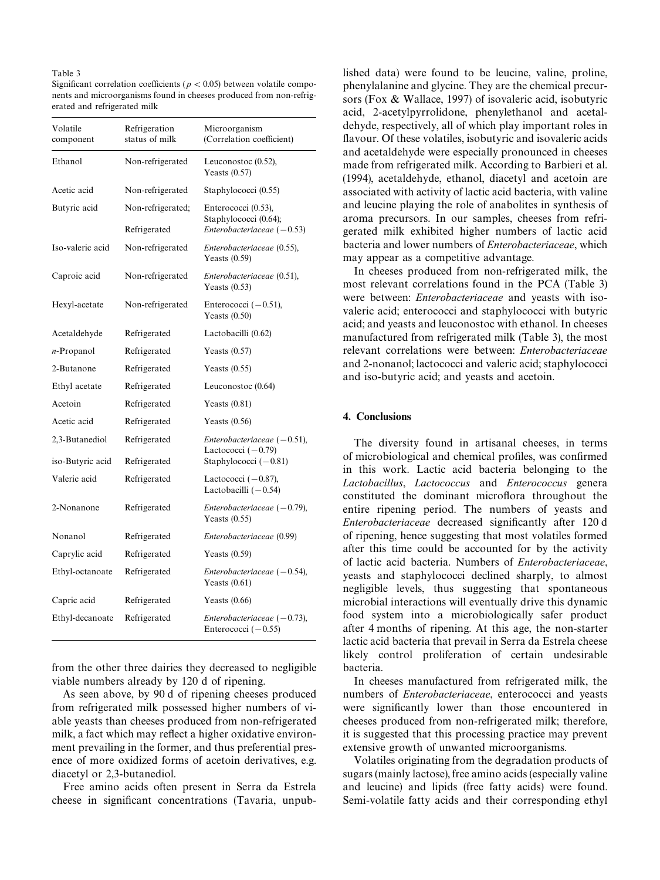Table 3
Significant correlation coefficients ($p < 0.05$) between volatile components and microorganisms found in cheeses produced from non-refrigerated and refrigerated milk

| Volatile component | Refrigeration status of milk | Microorganism (Correlation coefficient) |
|---|---|---|
| Ethanol | Non-refrigerated | Leuconostoc (0.52), Yeasts (0.57) |
| Acetic acid | Non-refrigerated | Staphylococci (0.55) |
| Butyric acid | Non-refrigerated; | Enterococci (0.53), Staphylococci (0.64); |
| | Refrigerated | *Enterobacteriaceae* (−0.53) |
| Iso-valeric acid | Non-refrigerated | *Enterobacteriaceae* (0.55), Yeasts (0.59) |
| Caproic acid | Non-refrigerated | *Enterobacteriaceae* (0.51), Yeasts (0.53) |
| Hexyl-acetate | Non-refrigerated | Enterococci (−0.51), Yeasts (0.50) |
| Acetaldehyde | Refrigerated | Lactobacilli (0.62) |
| *n*-Propanol | Refrigerated | Yeasts (0.57) |
| 2-Butanone | Refrigerated | Yeasts (0.55) |
| Ethyl acetate | Refrigerated | Leuconostoc (0.64) |
| Acetoin | Refrigerated | Yeasts (0.81) |
| Acetic acid | Refrigerated | Yeasts (0.56) |
| 2,3-Butanediol | Refrigerated | *Enterobacteriaceae* (−0.51), Lactococci (−0.79) |
| iso-Butyric acid | Refrigerated | Staphylococci (−0.81) |
| Valeric acid | Refrigerated | Lactococci (−0.87), Lactobacilli (−0.54) |
| 2-Nonanone | Refrigerated | *Enterobacteriaceae* (−0.79), Yeasts (0.55) |
| Nonanol | Refrigerated | *Enterobacteriaceae* (0.99) |
| Caprylic acid | Refrigerated | Yeasts (0.59) |
| Ethyl-octanoate | Refrigerated | *Enterobacteriaceae* (−0.54), Yeasts (0.61) |
| Capric acid | Refrigerated | Yeasts (0.66) |
| Ethyl-decanoate | Refrigerated | *Enterobacteriaceae* (−0.73), Enterococci (−0.55) |

from the other three dairies they decreased to negligible viable numbers already by 120 d of ripening.

As seen above, by 90 d of ripening cheeses produced from refrigerated milk possessed higher numbers of viable yeasts than cheeses produced from non-refrigerated milk, a fact which may reflect a higher oxidative environment prevailing in the former, and thus preferential presence of more oxidized forms of acetoin derivatives, e.g. diacetyl or 2,3-butanediol.

Free amino acids often present in Serra da Estrela cheese in significant concentrations (Tavaria, unpublished data) were found to be leucine, valine, proline, phenylalanine and glycine. They are the chemical precursors (Fox & Wallace, 1997) of isovaleric acid, isobutyric acid, 2-acetylpyrrolidone, phenylethanol and acetaldehyde, respectively, all of which play important roles in flavour. Of these volatiles, isobutyric and isovaleric acids and acetaldehyde were especially pronounced in cheeses made from refrigerated milk. According to Barbieri et al. (1994), acetaldehyde, ethanol, diacetyl and acetoin are associated with activity of lactic acid bacteria, with valine and leucine playing the role of anabolites in synthesis of aroma precursors. In our samples, cheeses from refrigerated milk exhibited higher numbers of lactic acid bacteria and lower numbers of *Enterobacteriaceae*, which may appear as a competitive advantage.

In cheeses produced from non-refrigerated milk, the most relevant correlations found in the PCA (Table 3) were between: *Enterobacteriaceae* and yeasts with isovaleric acid; enterococci and staphylococci with butyric acid; and yeasts and leuconostoc with ethanol. In cheeses manufactured from refrigerated milk (Table 3), the most relevant correlations were between: *Enterobacteriaceae* and 2-nonanol; lactococci and valeric acid; staphylococci and iso-butyric acid; and yeasts and acetoin.

## 4. Conclusions

The diversity found in artisanal cheeses, in terms of microbiological and chemical profiles, was confirmed in this work. Lactic acid bacteria belonging to the *Lactobacillus*, *Lactococcus* and *Enterococcus* genera constituted the dominant microflora throughout the entire ripening period. The numbers of yeasts and *Enterobacteriaceae* decreased significantly after 120 d of ripening, hence suggesting that most volatiles formed after this time could be accounted for by the activity of lactic acid bacteria. Numbers of *Enterobacteriaceae*, yeasts and staphylococci declined sharply, to almost negligible levels, thus suggesting that spontaneous microbial interactions will eventually drive this dynamic food system into a microbiologically safer product after 4 months of ripening. At this age, the non-starter lactic acid bacteria that prevail in Serra da Estrela cheese likely control proliferation of certain undesirable bacteria.

In cheeses manufactured from refrigerated milk, the numbers of *Enterobacteriaceae*, enterococci and yeasts were significantly lower than those encountered in cheeses produced from non-refrigerated milk; therefore, it is suggested that this processing practice may prevent extensive growth of unwanted microorganisms.

Volatiles originating from the degradation products of sugars (mainly lactose), free amino acids (especially valine and leucine) and lipids (free fatty acids) were found. Semi-volatile fatty acids and their corresponding ethyl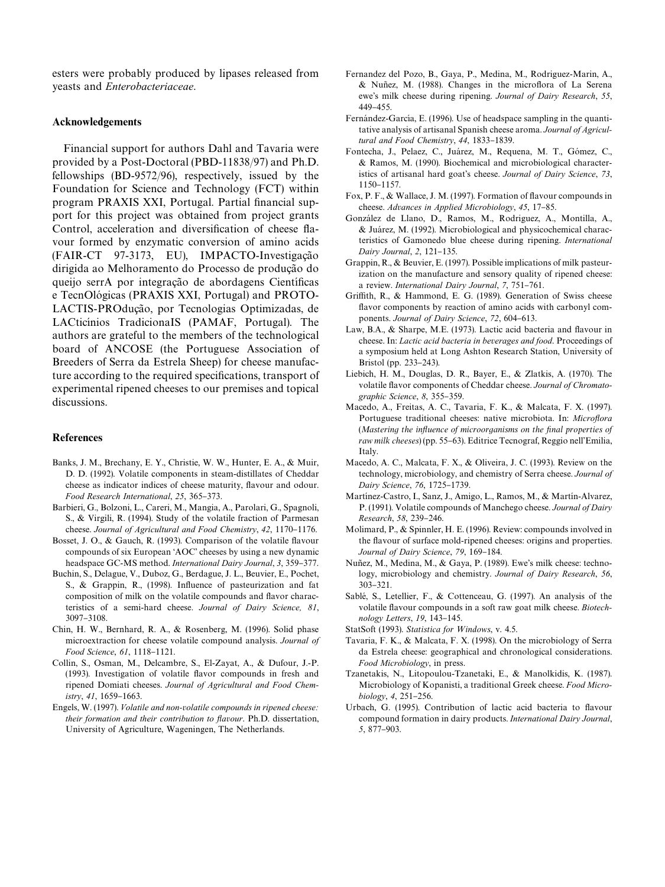esters were probably produced by lipases released from yeasts and *Enterobacteriaceae*.

## Acknowledgements

Financial support for authors Dahl and Tavaria were provided by a Post-Doctoral (PBD-11838/97) and Ph.D. fellowships (BD-9572/96), respectively, issued by the Foundation for Science and Technology (FCT) within program PRAXIS XXI, Portugal. Partial financial support for this project was obtained from project grants Control, acceleration and diversification of cheese flavour formed by enzymatic conversion of amino acids (FAIR-CT 97-3173, EU), IMPACTO-Investigação dirigida ao Melhoramento do Processo de produção do queijo serrA por integração de abordagens Científicas e TecnOlógicas (PRAXIS XXI, Portugal) and PROTOLACTIS-PROdução, por Tecnologias Optimizadas, de LACticínios TradicionaIS (PAMAF, Portugal). The authors are grateful to the members of the technological board of ANCOSE (the Portuguese Association of Breeders of Serra da Estrela Sheep) for cheese manufacture according to the required specifications, transport of experimental ripened cheeses to our premises and topical discussions.

## References

Banks, J. M., Brechany, E. Y., Christie, W. W., Hunter, E. A., & Muir, D. D. (1992). Volatile components in steam-distillates of Cheddar cheese as indicator indices of cheese maturity, flavour and odour. *Food Research International*, *25*, 365–373.

Barbieri, G., Bolzoni, L., Careri, M., Mangia, A., Parolari, G., Spagnoli, S., & Virgili, R. (1994). Study of the volatile fraction of Parmesan cheese. *Journal of Agricultural and Food Chemistry*, *42*, 1170–1176.

Bosset, J. O., & Gauch, R. (1993). Comparison of the volatile flavour compounds of six European 'AOC' cheeses by using a new dynamic headspace GC-MS method. *International Dairy Journal*, *3*, 359–377.

Buchin, S., Delague, V., Duboz, G., Berdague, J. L., Beuvier, E., Pochet, S., & Grappin, R., (1998). Influence of pasteurization and fat composition of milk on the volatile compounds and flavor characteristics of a semi-hard cheese. *Journal of Dairy Science, 81*, 3097–3108.

Chin, H. W., Bernhard, R. A., & Rosenberg, M. (1996). Solid phase microextraction for cheese volatile compound analysis. *Journal of Food Science*, *61*, 1118–1121.

Collin, S., Osman, M., Delcambre, S., El-Zayat, A., & Dufour, J.-P. (1993). Investigation of volatile flavor compounds in fresh and ripened Domiati cheeses. *Journal of Agricultural and Food Chemistry*, *41*, 1659–1663.

Engels, W. (1997). *Volatile and non-volatile compounds in ripened cheese: their formation and their contribution to flavour*. Ph.D. dissertation, University of Agriculture, Wageningen, The Netherlands.

Fernandez del Pozo, B., Gaya, P., Medina, M., Rodriguez-Marin, A., & Nuñez, M. (1988). Changes in the microflora of La Serena ewe's milk cheese during ripening. *Journal of Dairy Research*, *55*, 449–455.

Fernández-García, E. (1996). Use of headspace sampling in the quantitative analysis of artisanal Spanish cheese aroma. *Journal of Agricultural and Food Chemistry*, *44*, 1833–1839.

Fontecha, J., Pelaez, C., Juárez, M., Requena, M. T., Gómez, C., & Ramos, M. (1990). Biochemical and microbiological characteristics of artisanal hard goat's cheese. *Journal of Dairy Science*, *73*, 1150–1157.

Fox, P. F., & Wallace, J. M. (1997). Formation of flavour compounds in cheese. *Advances in Applied Microbiology*, *45*, 17–85.

González de Llano, D., Ramos, M., Rodriguez, A., Montilla, A., & Juárez, M. (1992). Microbiological and physicochemical characteristics of Gamonedo blue cheese during ripening. *International Dairy Journal*, *2*, 121–135.

Grappin, R., & Beuvier, E. (1997). Possible implications of milk pasteurization on the manufacture and sensory quality of ripened cheese: a review. *International Dairy Journal*, *7*, 751–761.

Griffith, R., & Hammond, E. G. (1989). Generation of Swiss cheese flavor components by reaction of amino acids with carbonyl components. *Journal of Dairy Science*, *72*, 604–613.

Law, B.A., & Sharpe, M.E. (1973). Lactic acid bacteria and flavour in cheese. In: *Lactic acid bacteria in beverages and food*. Proceedings of a symposium held at Long Ashton Research Station, University of Bristol (pp. 233–243).

Liebich, H. M., Douglas, D. R., Bayer, E., & Zlatkis, A. (1970). The volatile flavor components of Cheddar cheese. *Journal of Chromatographic Science*, *8*, 355–359.

Macedo, A., Freitas, A. C., Tavaria, F. K., & Malcata, F. X. (1997). Portuguese traditional cheeses: native microbiota. In: *Microflora (Mastering the influence of microorganisms on the final properties of raw milk cheeses)* (pp. 55–63). Editrice Tecnograf, Reggio nell'Emilia, Italy.

Macedo, A. C., Malcata, F. X., & Oliveira, J. C. (1993). Review on the technology, microbiology, and chemistry of Serra cheese. *Journal of Dairy Science*, *76*, 1725–1739.

Martínez-Castro, I., Sanz, J., Amigo, L., Ramos, M., & Martín-Alvarez, P. (1991). Volatile compounds of Manchego cheese. *Journal of Dairy Research*, *58*, 239–246.

Molimard, P., & Spinnler, H. E. (1996). Review: compounds involved in the flavour of surface mold-ripened cheeses: origins and properties. *Journal of Dairy Science*, *79*, 169–184.

Nuñez, M., Medina, M., & Gaya, P. (1989). Ewe's milk cheese: technology, microbiology and chemistry. *Journal of Dairy Research*, *56*, 303–321.

Sablé, S., Letellier, F., & Cottenceau, G. (1997). An analysis of the volatile flavour compounds in a soft raw goat milk cheese. *Biotechnology Letters*, *19*, 143–145.

StatSoft (1993). *Statistica for Windows*, v. 4.5.

Tavaria, F. K., & Malcata, F. X. (1998). On the microbiology of Serra da Estrela cheese: geographical and chronological considerations. *Food Microbiology*, in press.

Tzanetakis, N., Litopoulou-Tzanetaki, E., & Manolkidis, K. (1987). Microbiology of Kopanisti, a traditional Greek cheese. *Food Microbiology*, *4*, 251–256.

Urbach, G. (1995). Contribution of lactic acid bacteria to flavour compound formation in dairy products. *International Dairy Journal*, *5*, 877–903.